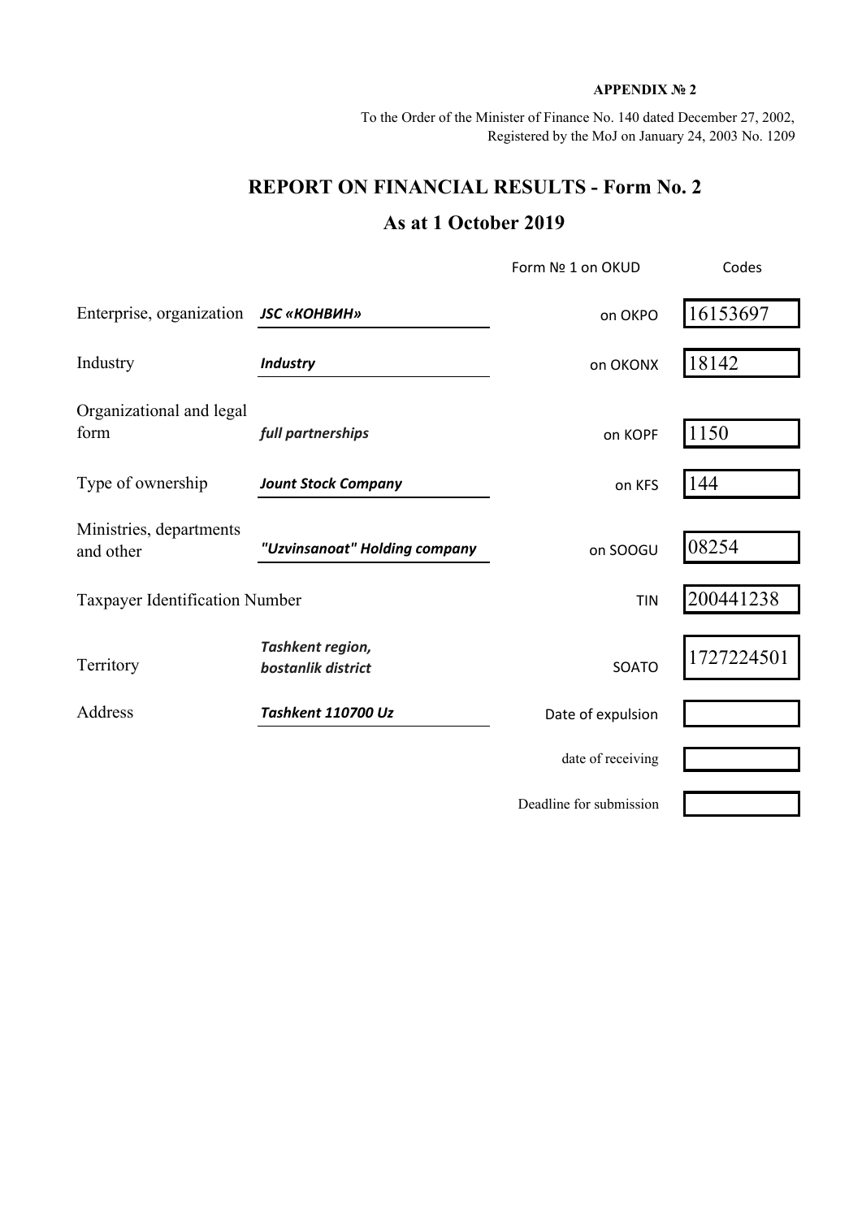**APPENDIX № 2**

To the Order of the Minister of Finance No. 140 dated December 27, 2002,
Registered by the MoJ on January 24, 2003 No. 1209

# REPORT ON FINANCIAL RESULTS - Form No. 2

## As at 1 October 2019

| | | Form № 1 on OKUD | Codes |
|---|---|---|---|
| Enterprise, organization | ***JSC «КОНВИН»*** | on OKPO | 16153697 |
| Industry | ***Industry*** | on OKONX | 18142 |
| Organizational and legal form | ***full partnerships*** | on KOPF | 1150 |
| Type of ownership | ***Jount Stock Company*** | on KFS | 144 |
| Ministries, departments and other | ***"Uzvinsanoat" Holding company*** | on SOOGU | 08254 |
| Taxpayer Identification Number | | TIN | 200441238 |
| Territory | ***Tashkent region, bostanlik district*** | SOATO | 1727224501 |
| Address | ***Tashkent 110700 Uz*** | Date of expulsion | |
| | | date of receiving | |
| | | Deadline for submission | |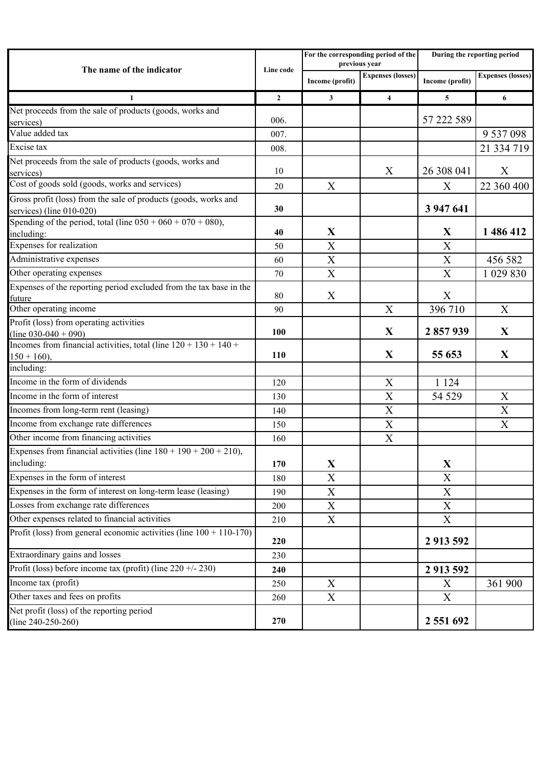| The name of the indicator | Line code | For the corresponding period of the previous year | | During the reporting period | |
|---|---|---|---|---|---|
| | | Income (profit) | Expenses (losses) | Income (profit) | Expenses (losses) |
| 1 | 2 | 3 | 4 | 5 | 6 |
| Net proceeds from the sale of products (goods, works and services) | 006. | | | 57 222 589 | |
| Value added tax | 007. | | | | 9 537 098 |
| Excise tax | 008. | | | | 21 334 719 |
| Net proceeds from the sale of products (goods, works and services) | 10 | | X | 26 308 041 | X |
| Cost of goods sold (goods, works and services) | 20 | X | | X | 22 360 400 |
| Gross profit (loss) from the sale of products (goods, works and services) (line 010-020) | **30** | | | **3 947 641** | |
| Spending of the period, total (line 050 + 060 + 070 + 080), including: | **40** | **X** | | **X** | **1 486 412** |
| Expenses for realization | 50 | X | | X | |
| Administrative expenses | 60 | X | | X | 456 582 |
| Other operating expenses | 70 | X | | X | 1 029 830 |
| Expenses of the reporting period excluded from the tax base in the future | 80 | X | | X | |
| Other operating income | 90 | | X | 396 710 | X |
| Profit (loss) from operating activities (line 030-040 + 090) | **100** | | **X** | **2 857 939** | **X** |
| Incomes from financial activities, total (line 120 + 130 + 140 + 150 + 160), | **110** | | **X** | **55 653** | **X** |
| including: | | | | | |
| Income in the form of dividends | 120 | | X | 1 124 | |
| Income in the form of interest | 130 | | X | 54 529 | X |
| Incomes from long-term rent (leasing) | 140 | | X | | X |
| Income from exchange rate differences | 150 | | X | | X |
| Other income from financing activities | 160 | | X | | |
| Expenses from financial activities (line 180 + 190 + 200 + 210), including: | **170** | **X** | | **X** | |
| Expenses in the form of interest | 180 | X | | X | |
| Expenses in the form of interest on long-term lease (leasing) | 190 | X | | X | |
| Losses from exchange rate differences | 200 | X | | X | |
| Other expenses related to financial activities | 210 | X | | X | |
| Profit (loss) from general economic activities (line 100 + 110-170) | **220** | | | **2 913 592** | |
| Extraordinary gains and losses | 230 | | | | |
| Profit (loss) before income tax (profit) (line 220 +/- 230) | **240** | | | **2 913 592** | |
| Income tax (profit) | 250 | X | | X | 361 900 |
| Other taxes and fees on profits | 260 | X | | X | |
| Net profit (loss) of the reporting period (line 240-250-260) | **270** | | | **2 551 692** | |